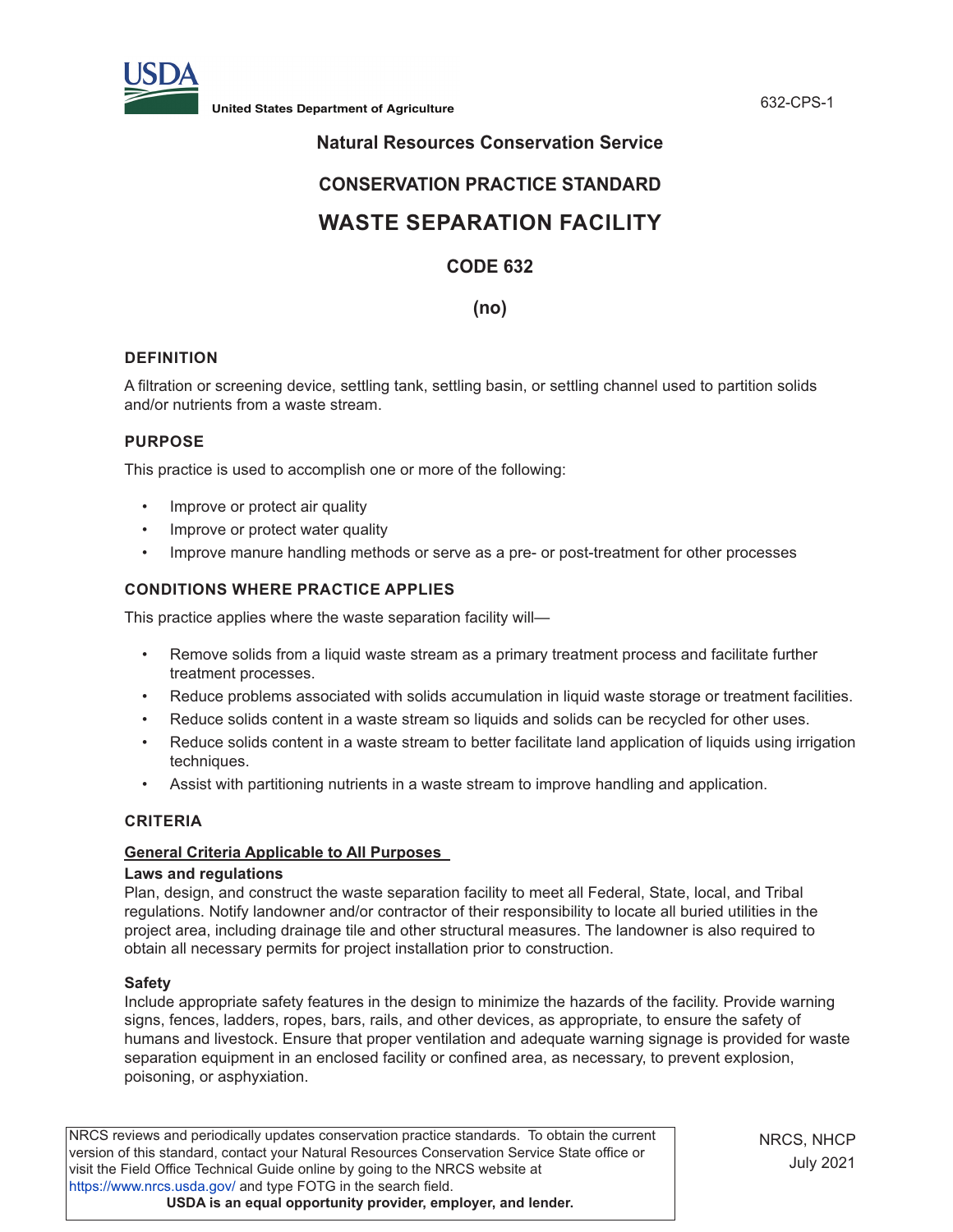United States Department of Agriculture

## Natural Resources Conservation Service

## CONSERVATION PRACTICE STANDARD

# WASTE SEPARATION FACILITY

## CODE 632

## (no)

### DEFINITION

A filtration or screening device, settling tank, settling basin, or settling channel used to partition solids and/or nutrients from a waste stream.

### PURPOSE

This practice is used to accomplish one or more of the following:

- Improve or protect air quality
- Improve or protect water quality
- Improve manure handling methods or serve as a pre- or post-treatment for other processes

### CONDITIONS WHERE PRACTICE APPLIES

This practice applies where the waste separation facility will—

- Remove solids from a liquid waste stream as a primary treatment process and facilitate further treatment processes.
- Reduce problems associated with solids accumulation in liquid waste storage or treatment facilities.
- Reduce solids content in a waste stream so liquids and solids can be recycled for other uses.
- Reduce solids content in a waste stream to better facilitate land application of liquids using irrigation techniques.
- Assist with partitioning nutrients in a waste stream to improve handling and application.

### CRITERIA

**General Criteria Applicable to All Purposes**

**Laws and regulations**

Plan, design, and construct the waste separation facility to meet all Federal, State, local, and Tribal regulations. Notify landowner and/or contractor of their responsibility to locate all buried utilities in the project area, including drainage tile and other structural measures. The landowner is also required to obtain all necessary permits for project installation prior to construction.

**Safety**

Include appropriate safety features in the design to minimize the hazards of the facility. Provide warning signs, fences, ladders, ropes, bars, rails, and other devices, as appropriate, to ensure the safety of humans and livestock. Ensure that proper ventilation and adequate warning signage is provided for waste separation equipment in an enclosed facility or confined area, as necessary, to prevent explosion, poisoning, or asphyxiation.

NRCS reviews and periodically updates conservation practice standards. To obtain the current version of this standard, contact your Natural Resources Conservation Service State office or visit the Field Office Technical Guide online by going to the NRCS website at https://www.nrcs.usda.gov/ and type FOTG in the search field.

**USDA is an equal opportunity provider, employer, and lender.**

NRCS, NHCP
July 2021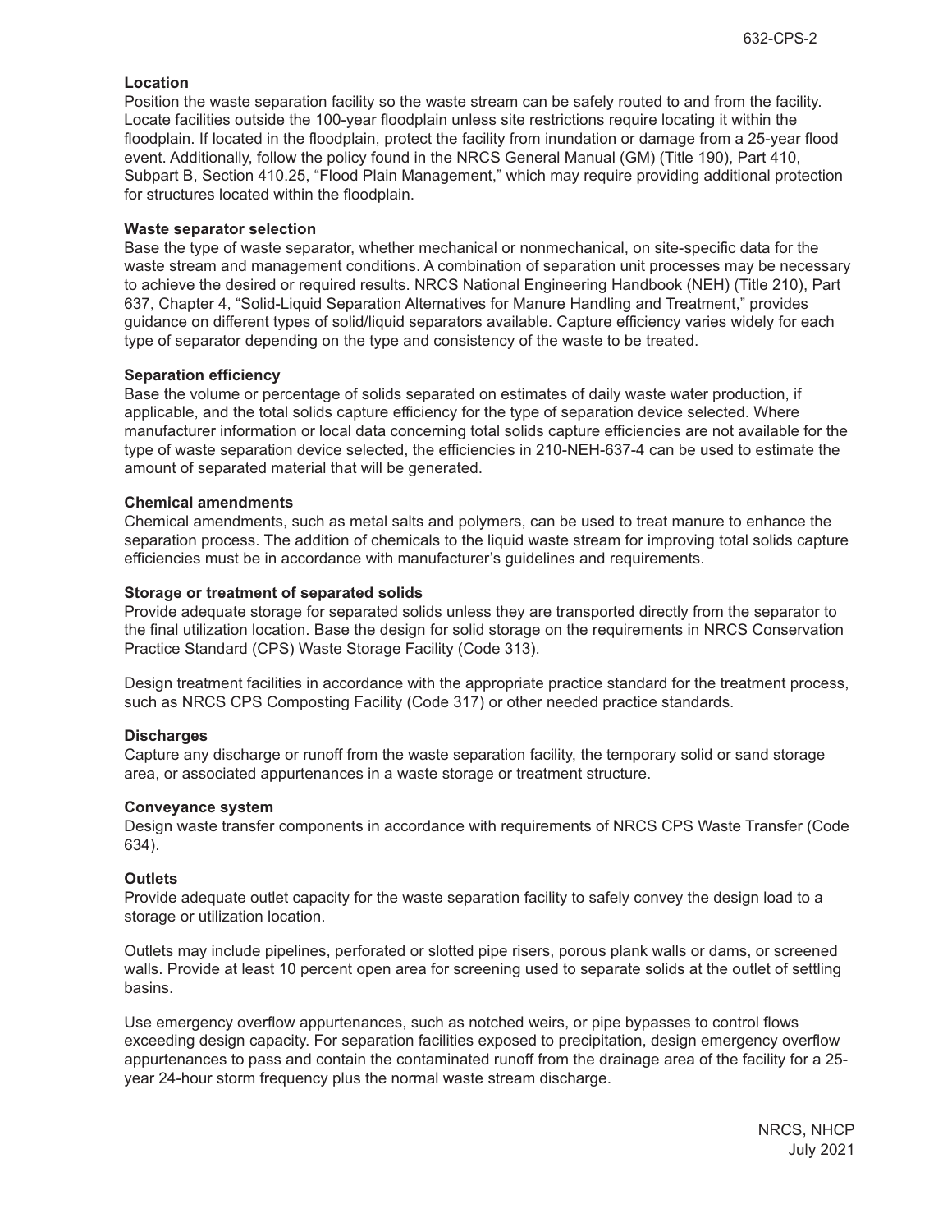**Location**

Position the waste separation facility so the waste stream can be safely routed to and from the facility. Locate facilities outside the 100-year floodplain unless site restrictions require locating it within the floodplain. If located in the floodplain, protect the facility from inundation or damage from a 25-year flood event. Additionally, follow the policy found in the NRCS General Manual (GM) (Title 190), Part 410, Subpart B, Section 410.25, “Flood Plain Management,” which may require providing additional protection for structures located within the floodplain.

**Waste separator selection**

Base the type of waste separator, whether mechanical or nonmechanical, on site-specific data for the waste stream and management conditions. A combination of separation unit processes may be necessary to achieve the desired or required results. NRCS National Engineering Handbook (NEH) (Title 210), Part 637, Chapter 4, “Solid-Liquid Separation Alternatives for Manure Handling and Treatment,” provides guidance on different types of solid/liquid separators available. Capture efficiency varies widely for each type of separator depending on the type and consistency of the waste to be treated.

**Separation efficiency**

Base the volume or percentage of solids separated on estimates of daily waste water production, if applicable, and the total solids capture efficiency for the type of separation device selected. Where manufacturer information or local data concerning total solids capture efficiencies are not available for the type of waste separation device selected, the efficiencies in 210-NEH-637-4 can be used to estimate the amount of separated material that will be generated.

**Chemical amendments**

Chemical amendments, such as metal salts and polymers, can be used to treat manure to enhance the separation process. The addition of chemicals to the liquid waste stream for improving total solids capture efficiencies must be in accordance with manufacturer’s guidelines and requirements.

**Storage or treatment of separated solids**

Provide adequate storage for separated solids unless they are transported directly from the separator to the final utilization location. Base the design for solid storage on the requirements in NRCS Conservation Practice Standard (CPS) Waste Storage Facility (Code 313).

Design treatment facilities in accordance with the appropriate practice standard for the treatment process, such as NRCS CPS Composting Facility (Code 317) or other needed practice standards.

**Discharges**

Capture any discharge or runoff from the waste separation facility, the temporary solid or sand storage area, or associated appurtenances in a waste storage or treatment structure.

**Conveyance system**

Design waste transfer components in accordance with requirements of NRCS CPS Waste Transfer (Code 634).

**Outlets**

Provide adequate outlet capacity for the waste separation facility to safely convey the design load to a storage or utilization location.

Outlets may include pipelines, perforated or slotted pipe risers, porous plank walls or dams, or screened walls. Provide at least 10 percent open area for screening used to separate solids at the outlet of settling basins.

Use emergency overflow appurtenances, such as notched weirs, or pipe bypasses to control flows exceeding design capacity. For separation facilities exposed to precipitation, design emergency overflow appurtenances to pass and contain the contaminated runoff from the drainage area of the facility for a 25-year 24-hour storm frequency plus the normal waste stream discharge.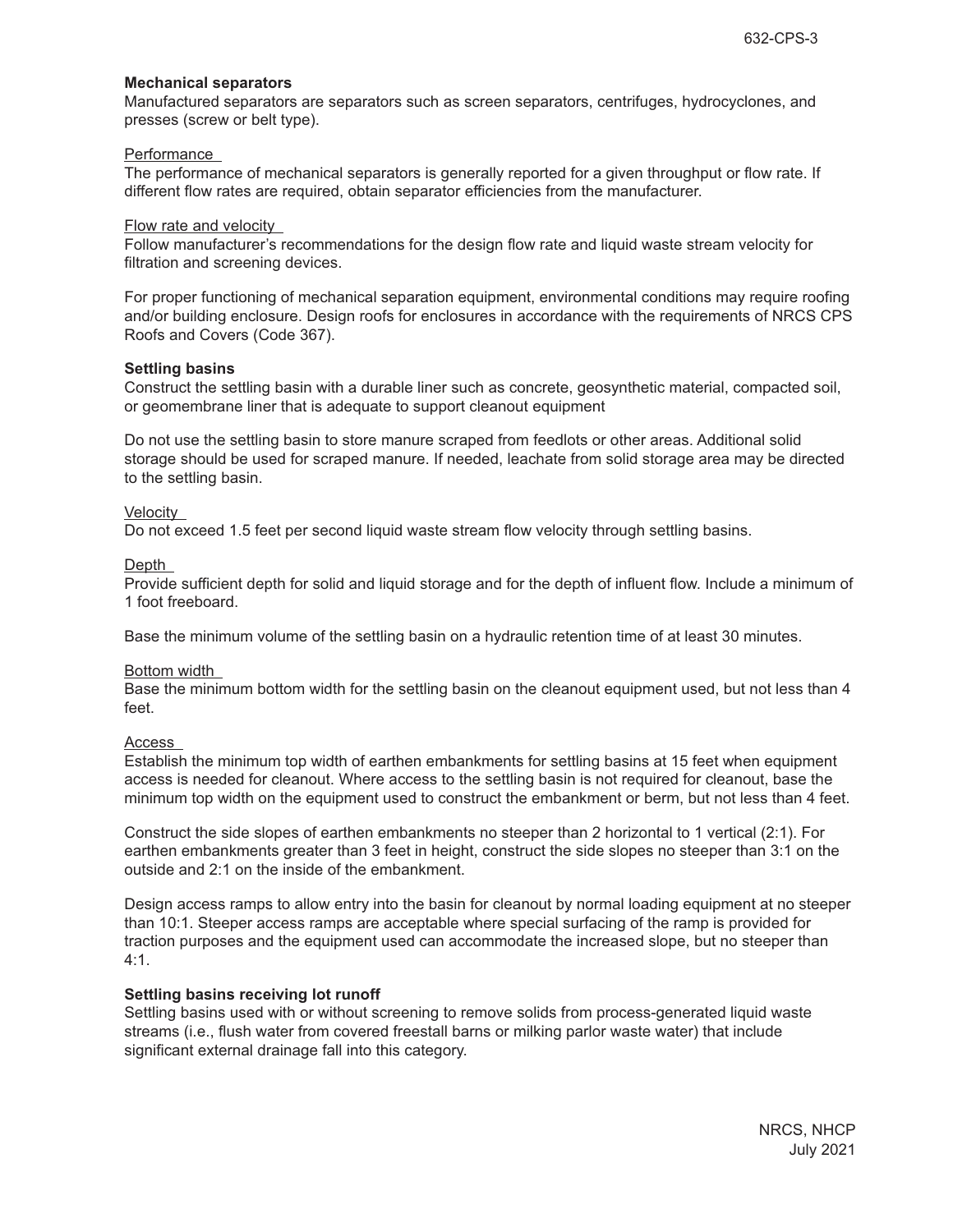**Mechanical separators**

Manufactured separators are separators such as screen separators, centrifuges, hydrocyclones, and presses (screw or belt type).

Performance

The performance of mechanical separators is generally reported for a given throughput or flow rate. If different flow rates are required, obtain separator efficiencies from the manufacturer.

Flow rate and velocity

Follow manufacturer's recommendations for the design flow rate and liquid waste stream velocity for filtration and screening devices.

For proper functioning of mechanical separation equipment, environmental conditions may require roofing and/or building enclosure. Design roofs for enclosures in accordance with the requirements of NRCS CPS Roofs and Covers (Code 367).

**Settling basins**

Construct the settling basin with a durable liner such as concrete, geosynthetic material, compacted soil, or geomembrane liner that is adequate to support cleanout equipment

Do not use the settling basin to store manure scraped from feedlots or other areas. Additional solid storage should be used for scraped manure. If needed, leachate from solid storage area may be directed to the settling basin.

Velocity

Do not exceed 1.5 feet per second liquid waste stream flow velocity through settling basins.

Depth

Provide sufficient depth for solid and liquid storage and for the depth of influent flow. Include a minimum of 1 foot freeboard.

Base the minimum volume of the settling basin on a hydraulic retention time of at least 30 minutes.

Bottom width

Base the minimum bottom width for the settling basin on the cleanout equipment used, but not less than 4 feet.

Access

Establish the minimum top width of earthen embankments for settling basins at 15 feet when equipment access is needed for cleanout. Where access to the settling basin is not required for cleanout, base the minimum top width on the equipment used to construct the embankment or berm, but not less than 4 feet.

Construct the side slopes of earthen embankments no steeper than 2 horizontal to 1 vertical (2:1). For earthen embankments greater than 3 feet in height, construct the side slopes no steeper than 3:1 on the outside and 2:1 on the inside of the embankment.

Design access ramps to allow entry into the basin for cleanout by normal loading equipment at no steeper than 10:1. Steeper access ramps are acceptable where special surfacing of the ramp is provided for traction purposes and the equipment used can accommodate the increased slope, but no steeper than 4:1.

**Settling basins receiving lot runoff**

Settling basins used with or without screening to remove solids from process-generated liquid waste streams (i.e., flush water from covered freestall barns or milking parlor waste water) that include significant external drainage fall into this category.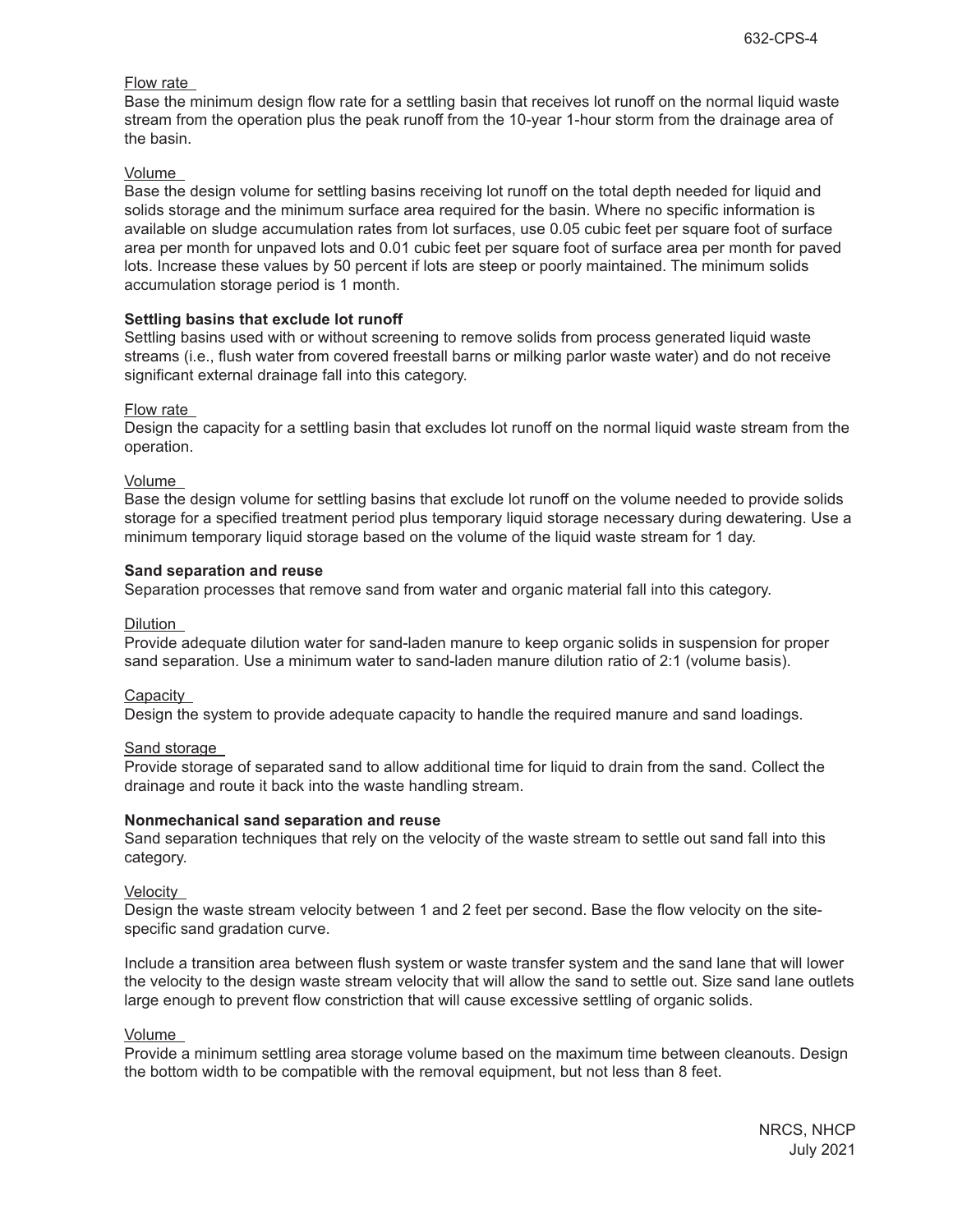Flow rate

Base the minimum design flow rate for a settling basin that receives lot runoff on the normal liquid waste stream from the operation plus the peak runoff from the 10-year 1-hour storm from the drainage area of the basin.

Volume

Base the design volume for settling basins receiving lot runoff on the total depth needed for liquid and solids storage and the minimum surface area required for the basin. Where no specific information is available on sludge accumulation rates from lot surfaces, use 0.05 cubic feet per square foot of surface area per month for unpaved lots and 0.01 cubic feet per square foot of surface area per month for paved lots. Increase these values by 50 percent if lots are steep or poorly maintained. The minimum solids accumulation storage period is 1 month.

**Settling basins that exclude lot runoff**

Settling basins used with or without screening to remove solids from process generated liquid waste streams (i.e., flush water from covered freestall barns or milking parlor waste water) and do not receive significant external drainage fall into this category.

Flow rate

Design the capacity for a settling basin that excludes lot runoff on the normal liquid waste stream from the operation.

Volume

Base the design volume for settling basins that exclude lot runoff on the volume needed to provide solids storage for a specified treatment period plus temporary liquid storage necessary during dewatering. Use a minimum temporary liquid storage based on the volume of the liquid waste stream for 1 day.

**Sand separation and reuse**

Separation processes that remove sand from water and organic material fall into this category.

Dilution

Provide adequate dilution water for sand-laden manure to keep organic solids in suspension for proper sand separation. Use a minimum water to sand-laden manure dilution ratio of 2:1 (volume basis).

Capacity

Design the system to provide adequate capacity to handle the required manure and sand loadings.

Sand storage

Provide storage of separated sand to allow additional time for liquid to drain from the sand. Collect the drainage and route it back into the waste handling stream.

**Nonmechanical sand separation and reuse**

Sand separation techniques that rely on the velocity of the waste stream to settle out sand fall into this category.

Velocity

Design the waste stream velocity between 1 and 2 feet per second. Base the flow velocity on the site-specific sand gradation curve.

Include a transition area between flush system or waste transfer system and the sand lane that will lower the velocity to the design waste stream velocity that will allow the sand to settle out. Size sand lane outlets large enough to prevent flow constriction that will cause excessive settling of organic solids.

Volume

Provide a minimum settling area storage volume based on the maximum time between cleanouts. Design the bottom width to be compatible with the removal equipment, but not less than 8 feet.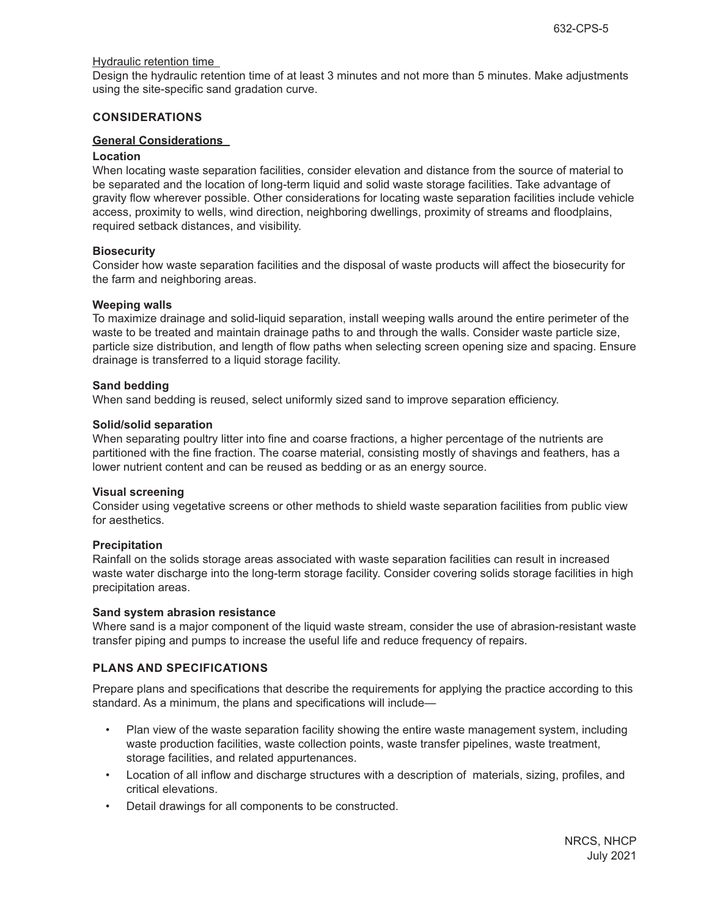Hydraulic retention time

Design the hydraulic retention time of at least 3 minutes and not more than 5 minutes. Make adjustments using the site-specific sand gradation curve.

## CONSIDERATIONS

### General Considerations

**Location**

When locating waste separation facilities, consider elevation and distance from the source of material to be separated and the location of long-term liquid and solid waste storage facilities. Take advantage of gravity flow wherever possible. Other considerations for locating waste separation facilities include vehicle access, proximity to wells, wind direction, neighboring dwellings, proximity of streams and floodplains, required setback distances, and visibility.

**Biosecurity**

Consider how waste separation facilities and the disposal of waste products will affect the biosecurity for the farm and neighboring areas.

**Weeping walls**

To maximize drainage and solid-liquid separation, install weeping walls around the entire perimeter of the waste to be treated and maintain drainage paths to and through the walls. Consider waste particle size, particle size distribution, and length of flow paths when selecting screen opening size and spacing. Ensure drainage is transferred to a liquid storage facility.

**Sand bedding**

When sand bedding is reused, select uniformly sized sand to improve separation efficiency.

**Solid/solid separation**

When separating poultry litter into fine and coarse fractions, a higher percentage of the nutrients are partitioned with the fine fraction. The coarse material, consisting mostly of shavings and feathers, has a lower nutrient content and can be reused as bedding or as an energy source.

**Visual screening**

Consider using vegetative screens or other methods to shield waste separation facilities from public view for aesthetics.

**Precipitation**

Rainfall on the solids storage areas associated with waste separation facilities can result in increased waste water discharge into the long-term storage facility. Consider covering solids storage facilities in high precipitation areas.

**Sand system abrasion resistance**

Where sand is a major component of the liquid waste stream, consider the use of abrasion-resistant waste transfer piping and pumps to increase the useful life and reduce frequency of repairs.

## PLANS AND SPECIFICATIONS

Prepare plans and specifications that describe the requirements for applying the practice according to this standard. As a minimum, the plans and specifications will include—

- Plan view of the waste separation facility showing the entire waste management system, including waste production facilities, waste collection points, waste transfer pipelines, waste treatment, storage facilities, and related appurtenances.
- Location of all inflow and discharge structures with a description of materials, sizing, profiles, and critical elevations.
- Detail drawings for all components to be constructed.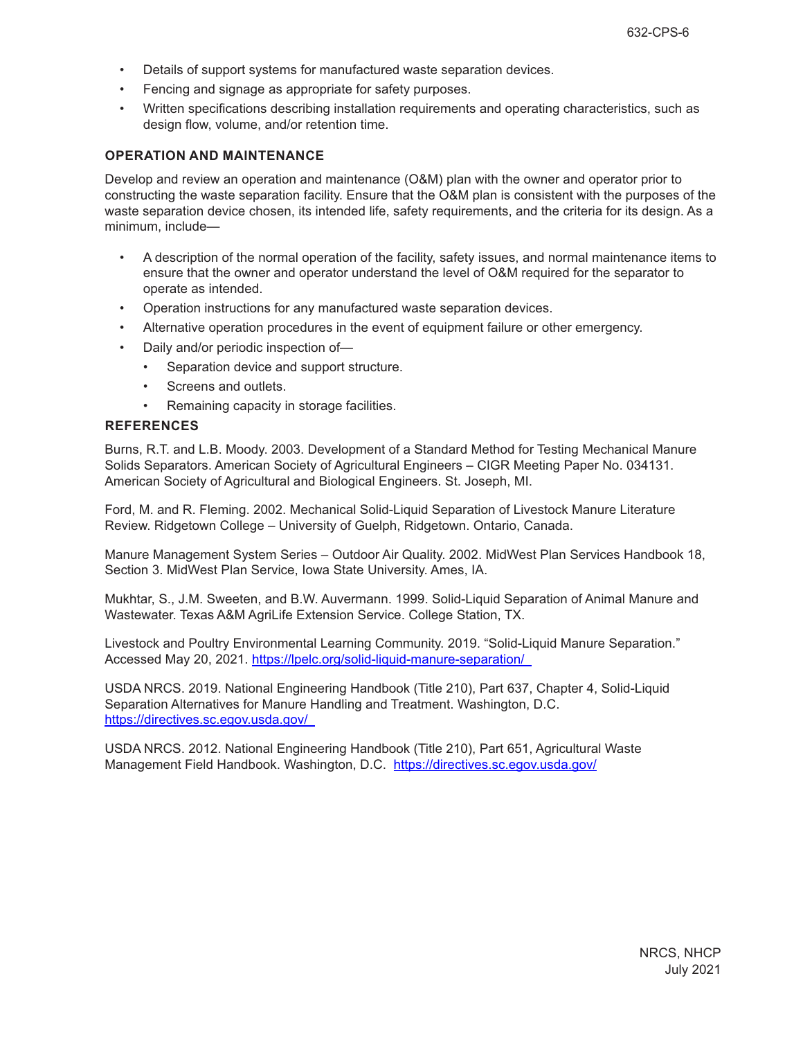- Details of support systems for manufactured waste separation devices.
- Fencing and signage as appropriate for safety purposes.
- Written specifications describing installation requirements and operating characteristics, such as design flow, volume, and/or retention time.

## OPERATION AND MAINTENANCE

Develop and review an operation and maintenance (O&M) plan with the owner and operator prior to constructing the waste separation facility. Ensure that the O&M plan is consistent with the purposes of the waste separation device chosen, its intended life, safety requirements, and the criteria for its design. As a minimum, include—

- A description of the normal operation of the facility, safety issues, and normal maintenance items to ensure that the owner and operator understand the level of O&M required for the separator to operate as intended.
- Operation instructions for any manufactured waste separation devices.
- Alternative operation procedures in the event of equipment failure or other emergency.
- Daily and/or periodic inspection of—
  - Separation device and support structure.
  - Screens and outlets.
  - Remaining capacity in storage facilities.

## REFERENCES

Burns, R.T. and L.B. Moody. 2003. Development of a Standard Method for Testing Mechanical Manure Solids Separators. American Society of Agricultural Engineers – CIGR Meeting Paper No. 034131. American Society of Agricultural and Biological Engineers. St. Joseph, MI.

Ford, M. and R. Fleming. 2002. Mechanical Solid-Liquid Separation of Livestock Manure Literature Review. Ridgetown College – University of Guelph, Ridgetown. Ontario, Canada.

Manure Management System Series – Outdoor Air Quality. 2002. MidWest Plan Services Handbook 18, Section 3. MidWest Plan Service, Iowa State University. Ames, IA.

Mukhtar, S., J.M. Sweeten, and B.W. Auvermann. 1999. Solid-Liquid Separation of Animal Manure and Wastewater. Texas A&M AgriLife Extension Service. College Station, TX.

Livestock and Poultry Environmental Learning Community. 2019. "Solid-Liquid Manure Separation." Accessed May 20, 2021. https://lpelc.org/solid-liquid-manure-separation/

USDA NRCS. 2019. National Engineering Handbook (Title 210), Part 637, Chapter 4, Solid-Liquid Separation Alternatives for Manure Handling and Treatment. Washington, D.C. https://directives.sc.egov.usda.gov/

USDA NRCS. 2012. National Engineering Handbook (Title 210), Part 651, Agricultural Waste Management Field Handbook. Washington, D.C. https://directives.sc.egov.usda.gov/